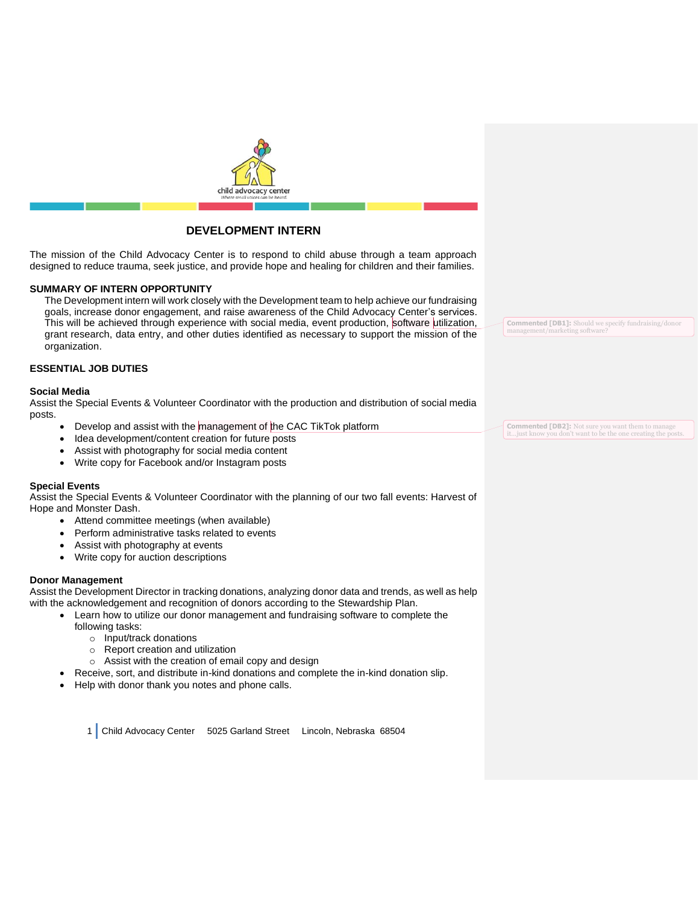# DEVELOPMENT INTERN

The mission of the Child Advocacy Center is to respond to child abuse through a team approach designed to reduce trauma, seek justice, and provide hope and healing for children and their families.

## SUMMARY OF INTERN OPPORTUNITY

The Development intern will work closely with the Development team to help achieve our fundraising goals, increase donor engagement, and raise awareness of the Child Advocacy Center's services. This will be achieved through experience with social media, event production, software utilization, grant research, data entry, and other duties identified as necessary to support the mission of the organization.

**Commented [DB1]:** Should we specify fundraising/donor management/marketing software?

## ESSENTIAL JOB DUTIES

### Social Media

Assist the Special Events & Volunteer Coordinator with the production and distribution of social media posts.

- Develop and assist with the management of the CAC TikTok platform
- Idea development/content creation for future posts
- Assist with photography for social media content
- Write copy for Facebook and/or Instagram posts

**Commented [DB2]:** Not sure you want them to manage it…just know you don't want to be the one creating the posts.

### Special Events

Assist the Special Events & Volunteer Coordinator with the planning of our two fall events: Harvest of Hope and Monster Dash.

- Attend committee meetings (when available)
- Perform administrative tasks related to events
- Assist with photography at events
- Write copy for auction descriptions

### Donor Management

Assist the Development Director in tracking donations, analyzing donor data and trends, as well as help with the acknowledgement and recognition of donors according to the Stewardship Plan.

- Learn how to utilize our donor management and fundraising software to complete the following tasks:
  - Input/track donations
  - Report creation and utilization
  - Assist with the creation of email copy and design
- Receive, sort, and distribute in-kind donations and complete the in-kind donation slip.
- Help with donor thank you notes and phone calls.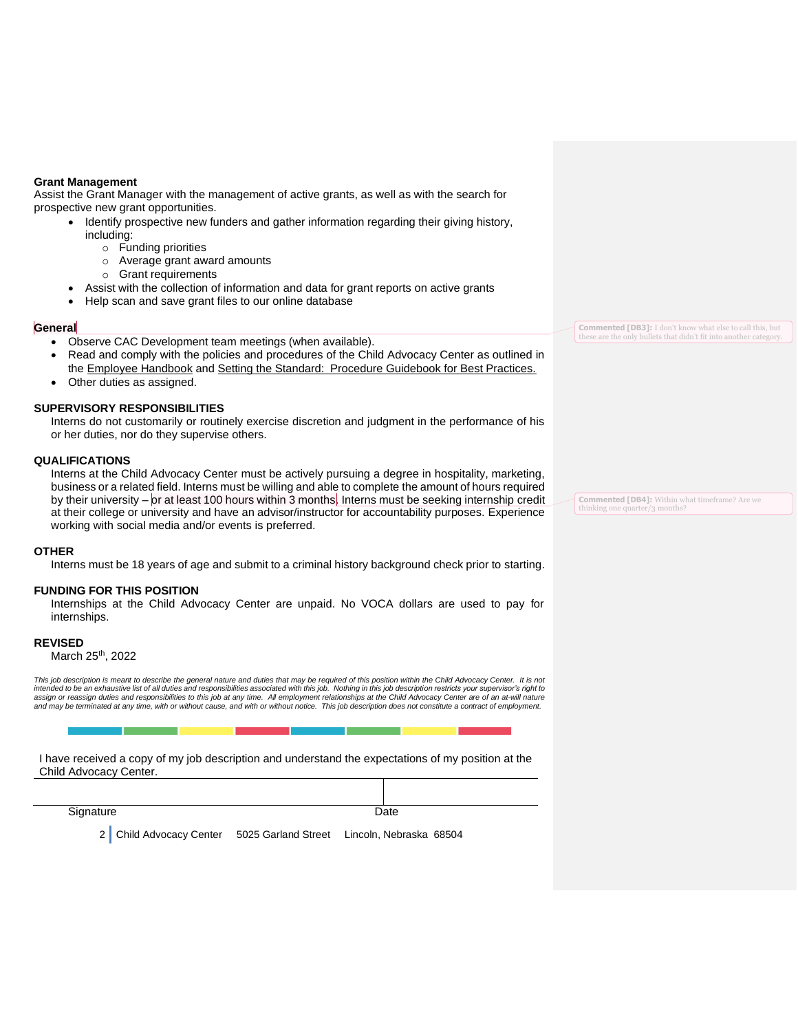**Grant Management**

Assist the Grant Manager with the management of active grants, as well as with the search for prospective new grant opportunities.

- Identify prospective new funders and gather information regarding their giving history, including:
  - Funding priorities
  - Average grant award amounts
  - Grant requirements
- Assist with the collection of information and data for grant reports on active grants
- Help scan and save grant files to our online database

**General**

- Observe CAC Development team meetings (when available).
- Read and comply with the policies and procedures of the Child Advocacy Center as outlined in the Employee Handbook and Setting the Standard: Procedure Guidebook for Best Practices.
- Other duties as assigned.

> Commented [DB3]: I don't know what else to call this, but these are the only bullets that didn't fit into another category.

**SUPERVISORY RESPONSIBILITIES**

Interns do not customarily or routinely exercise discretion and judgment in the performance of his or her duties, nor do they supervise others.

**QUALIFICATIONS**

Interns at the Child Advocacy Center must be actively pursuing a degree in hospitality, marketing, business or a related field. Interns must be willing and able to complete the amount of hours required by their university – or at least 100 hours within 3 months. Interns must be seeking internship credit at their college or university and have an advisor/instructor for accountability purposes. Experience working with social media and/or events is preferred.

> Commented [DB4]: Within what timeframe? Are we thinking one quarter/3 months?

**OTHER**

Interns must be 18 years of age and submit to a criminal history background check prior to starting.

**FUNDING FOR THIS POSITION**

Internships at the Child Advocacy Center are unpaid. No VOCA dollars are used to pay for internships.

**REVISED**

March 25th, 2022

*This job description is meant to describe the general nature and duties that may be required of this position within the Child Advocacy Center. It is not intended to be an exhaustive list of all duties and responsibilities associated with this job. Nothing in this job description restricts your supervisor's right to assign or reassign duties and responsibilities to this job at any time. All employment relationships at the Child Advocacy Center are of an at-will nature and may be terminated at any time, with or without cause, and with or without notice. This job description does not constitute a contract of employment.*

I have received a copy of my job description and understand the expectations of my position at the Child Advocacy Center.

| | |
|---|---|
| | |
| Signature | Date |